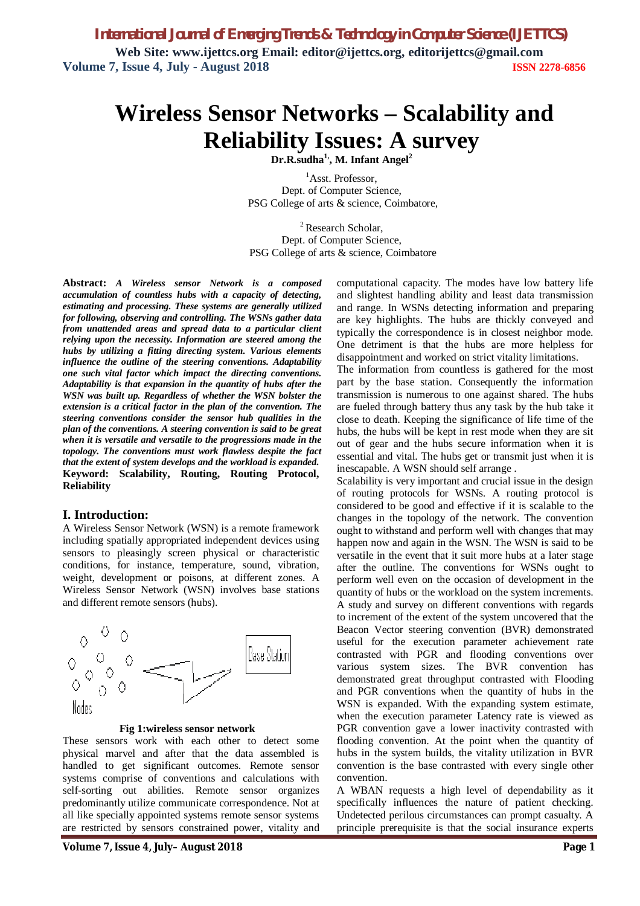# Wireless Sensor Networks – Scalability and Reliability Issues: A survey

**Dr.R.sudha[1], M. Infant Angel[2]**

[1]Asst. Professor,
Dept. of Computer Science,
PSG College of arts & science, Coimbatore,

[2]Research Scholar,
Dept. of Computer Science,
PSG College of arts & science, Coimbatore

**Abstract:** ***A Wireless sensor Network is a composed accumulation of countless hubs with a capacity of detecting, estimating and processing. These systems are generally utilized for following, observing and controlling. The WSNs gather data from unattended areas and spread data to a particular client relying upon the necessity. Information are steered among the hubs by utilizing a fitting directing system. Various elements influence the outline of the steering conventions. Adaptability one such vital factor which impact the directing conventions. Adaptability is that expansion in the quantity of hubs after the WSN was built up. Regardless of whether the WSN bolster the extension is a critical factor in the plan of the convention. The steering conventions consider the sensor hub qualities in the plan of the conventions. A steering convention is said to be great when it is versatile and versatile to the progressions made in the topology. The conventions must work flawless despite the fact that the extent of system develops and the workload is expanded.***

**Keyword: Scalability, Routing, Routing Protocol, Reliability**

## I. Introduction:

A Wireless Sensor Network (WSN) is a remote framework including spatially appropriated independent devices using sensors to pleasingly screen physical or characteristic conditions, for instance, temperature, sound, vibration, weight, development or poisons, at different zones. A Wireless Sensor Network (WSN) involves base stations and different remote sensors (hubs).

**Fig 1:wireless sensor network**

These sensors work with each other to detect some physical marvel and after that the data assembled is handled to get significant outcomes. Remote sensor systems comprise of conventions and calculations with self-sorting out abilities. Remote sensor organizes predominantly utilize communicate correspondence. Not at all like specially appointed systems remote sensor systems are restricted by sensors constrained power, vitality and computational capacity. The modes have low battery life and slightest handling ability and least data transmission and range. In WSNs detecting information and preparing are key highlights. The hubs are thickly conveyed and typically the correspondence is in closest neighbor mode. One detriment is that the hubs are more helpless for disappointment and worked on strict vitality limitations.

The information from countless is gathered for the most part by the base station. Consequently the information transmission is numerous to one against shared. The hubs are fueled through battery thus any task by the hub take it close to death. Keeping the significance of life time of the hubs, the hubs will be kept in rest mode when they are sit out of gear and the hubs secure information when it is essential and vital. The hubs get or transmit just when it is inescapable. A WSN should self arrange .

Scalability is very important and crucial issue in the design of routing protocols for WSNs. A routing protocol is considered to be good and effective if it is scalable to the changes in the topology of the network. The convention ought to withstand and perform well with changes that may happen now and again in the WSN. The WSN is said to be versatile in the event that it suit more hubs at a later stage after the outline. The conventions for WSNs ought to perform well even on the occasion of development in the quantity of hubs or the workload on the system increments. A study and survey on different conventions with regards to increment of the extent of the system uncovered that the Beacon Vector steering convention (BVR) demonstrated useful for the execution parameter achievement rate contrasted with PGR and flooding conventions over various system sizes. The BVR convention has demonstrated great throughput contrasted with Flooding and PGR conventions when the quantity of hubs in the WSN is expanded. With the expanding system estimate, when the execution parameter Latency rate is viewed as PGR convention gave a lower inactivity contrasted with flooding convention. At the point when the quantity of hubs in the system builds, the vitality utilization in BVR convention is the base contrasted with every single other convention.

A WBAN requests a high level of dependability as it specifically influences the nature of patient checking. Undetected perilous circumstances can prompt casualty. A principle prerequisite is that the social insurance experts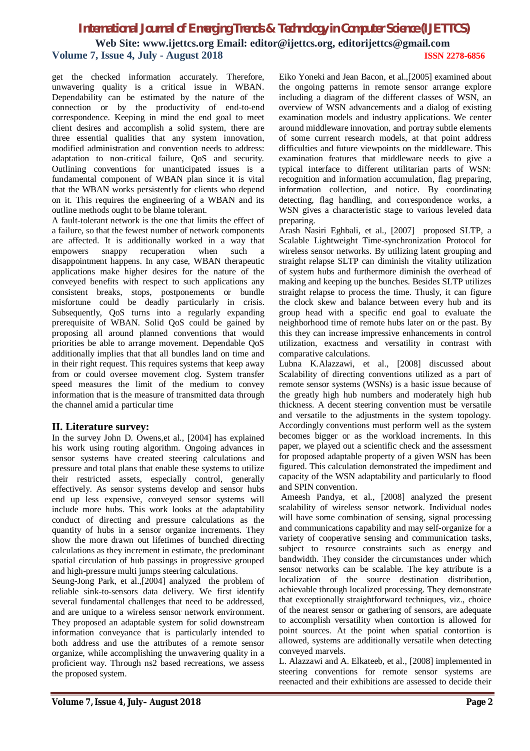get the checked information accurately. Therefore, unwavering quality is a critical issue in WBAN. Dependability can be estimated by the nature of the connection or by the productivity of end-to-end correspondence. Keeping in mind the end goal to meet client desires and accomplish a solid system, there are three essential qualities that any system innovation, modified administration and convention needs to address: adaptation to non-critical failure, QoS and security. Outlining conventions for unanticipated issues is a fundamental component of WBAN plan since it is vital that the WBAN works persistently for clients who depend on it. This requires the engineering of a WBAN and its outline methods ought to be blame tolerant.

A fault-tolerant network is the one that limits the effect of a failure, so that the fewest number of network components are affected. It is additionally worked in a way that empowers snappy recuperation when such a disappointment happens. In any case, WBAN therapeutic applications make higher desires for the nature of the conveyed benefits with respect to such applications any consistent breaks, stops, postponements or bundle misfortune could be deadly particularly in crisis. Subsequently, QoS turns into a regularly expanding prerequisite of WBAN. Solid QoS could be gained by proposing all around planned conventions that would priorities be able to arrange movement. Dependable QoS additionally implies that that all bundles land on time and in their right request. This requires systems that keep away from or could oversee movement clog. System transfer speed measures the limit of the medium to convey information that is the measure of transmitted data through the channel amid a particular time

## II. Literature survey:

In the survey John D. Owens,et al., [2004] has explained his work using routing algorithm. Ongoing advances in sensor systems have created steering calculations and pressure and total plans that enable these systems to utilize their restricted assets, especially control, generally effectively. As sensor systems develop and sensor hubs end up less expensive, conveyed sensor systems will include more hubs. This work looks at the adaptability conduct of directing and pressure calculations as the quantity of hubs in a sensor organize increments. They show the more drawn out lifetimes of bunched directing calculations as they increment in estimate, the predominant spatial circulation of hub passings in progressive grouped and high-pressure multi jumps steering calculations.

Seung-Jong Park, et al.,[2004] analyzed the problem of reliable sink-to-sensors data delivery. We first identify several fundamental challenges that need to be addressed, and are unique to a wireless sensor network environment. They proposed an adaptable system for solid downstream information conveyance that is particularly intended to both address and use the attributes of a remote sensor organize, while accomplishing the unwavering quality in a proficient way. Through ns2 based recreations, we assess the proposed system.

Eiko Yoneki and Jean Bacon, et al.,[2005] examined about the ongoing patterns in remote sensor arrange explore including a diagram of the different classes of WSN, an overview of WSN advancements and a dialog of existing examination models and industry applications. We center around middleware innovation, and portray subtle elements of some current research models, at that point address difficulties and future viewpoints on the middleware. This examination features that middleware needs to give a typical interface to different utilitarian parts of WSN: recognition and information accumulation, flag preparing, information collection, and notice. By coordinating detecting, flag handling, and correspondence works, a WSN gives a characteristic stage to various leveled data preparing.

Arash Nasiri Eghbali, et al., [2007] proposed SLTP, a Scalable Lightweight Time-synchronization Protocol for wireless sensor networks. By utilizing latent grouping and straight relapse SLTP can diminish the vitality utilization of system hubs and furthermore diminish the overhead of making and keeping up the bunches. Besides SLTP utilizes straight relapse to process the time. Thusly, it can figure the clock skew and balance between every hub and its group head with a specific end goal to evaluate the neighborhood time of remote hubs later on or the past. By this they can increase impressive enhancements in control utilization, exactness and versatility in contrast with comparative calculations.

Lubna K.Alazzawi, et al., [2008] discussed about Scalability of directing conventions utilized as a part of remote sensor systems (WSNs) is a basic issue because of the greatly high hub numbers and moderately high hub thickness. A decent steering convention must be versatile and versatile to the adjustments in the system topology. Accordingly conventions must perform well as the system becomes bigger or as the workload increments. In this paper, we played out a scientific check and the assessment for proposed adaptable property of a given WSN has been figured. This calculation demonstrated the impedance and capacity of the WSN adaptability and particularly to flood and SPIN convention.

Ameesh Pandya, et al., [2008] analyzed the present scalability of wireless sensor network. Individual nodes will have some combination of sensing, signal processing and communications capability and may self-organize for a variety of cooperative sensing and communication tasks, subject to resource constraints such as energy and bandwidth. They consider the circumstances under which sensor networks can be scalable. The key attribute is a localization of the source destination distribution, achievable through localized processing. They demonstrate that exceptionally straightforward techniques, viz., choice of the nearest sensor or gathering of sensors, are adequate to accomplish versatility when contortion is allowed for point sources. At the point when spatial contortion is allowed, systems are additionally versatile when detecting conveyed marvels.

L. Alazzawi and A. Elkateeb, et al., [2008] implemented in steering conventions for remote sensor systems are reenacted and their exhibitions are assessed to decide their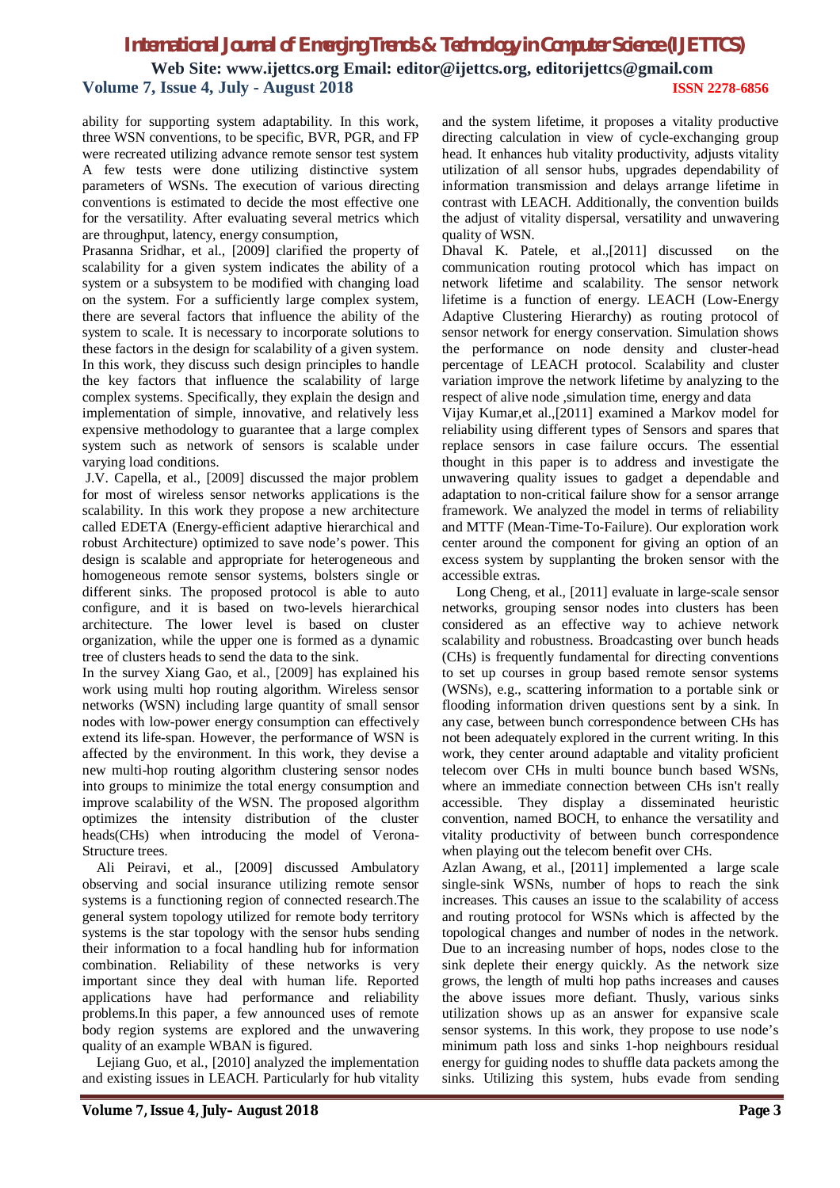ability for supporting system adaptability. In this work, three WSN conventions, to be specific, BVR, PGR, and FP were recreated utilizing advance remote sensor test system A few tests were done utilizing distinctive system parameters of WSNs. The execution of various directing conventions is estimated to decide the most effective one for the versatility. After evaluating several metrics which are throughput, latency, energy consumption,

Prasanna Sridhar, et al., [2009] clarified the property of scalability for a given system indicates the ability of a system or a subsystem to be modified with changing load on the system. For a sufficiently large complex system, there are several factors that influence the ability of the system to scale. It is necessary to incorporate solutions to these factors in the design for scalability of a given system. In this work, they discuss such design principles to handle the key factors that influence the scalability of large complex systems. Specifically, they explain the design and implementation of simple, innovative, and relatively less expensive methodology to guarantee that a large complex system such as network of sensors is scalable under varying load conditions.

J.V. Capella, et al., [2009] discussed the major problem for most of wireless sensor networks applications is the scalability. In this work they propose a new architecture called EDETA (Energy-efficient adaptive hierarchical and robust Architecture) optimized to save node's power. This design is scalable and appropriate for heterogeneous and homogeneous remote sensor systems, bolsters single or different sinks. The proposed protocol is able to auto configure, and it is based on two-levels hierarchical architecture. The lower level is based on cluster organization, while the upper one is formed as a dynamic tree of clusters heads to send the data to the sink.

In the survey Xiang Gao, et al., [2009] has explained his work using multi hop routing algorithm. Wireless sensor networks (WSN) including large quantity of small sensor nodes with low-power energy consumption can effectively extend its life-span. However, the performance of WSN is affected by the environment. In this work, they devise a new multi-hop routing algorithm clustering sensor nodes into groups to minimize the total energy consumption and improve scalability of the WSN. The proposed algorithm optimizes the intensity distribution of the cluster heads(CHs) when introducing the model of Verona-Structure trees.

Ali Peiravi, et al., [2009] discussed Ambulatory observing and social insurance utilizing remote sensor systems is a functioning region of connected research.The general system topology utilized for remote body territory systems is the star topology with the sensor hubs sending their information to a focal handling hub for information combination. Reliability of these networks is very important since they deal with human life. Reported applications have had performance and reliability problems.In this paper, a few announced uses of remote body region systems are explored and the unwavering quality of an example WBAN is figured.

Lejiang Guo, et al., [2010] analyzed the implementation and existing issues in LEACH. Particularly for hub vitality and the system lifetime, it proposes a vitality productive directing calculation in view of cycle-exchanging group head. It enhances hub vitality productivity, adjusts vitality utilization of all sensor hubs, upgrades dependability of information transmission and delays arrange lifetime in contrast with LEACH. Additionally, the convention builds the adjust of vitality dispersal, versatility and unwavering quality of WSN.

Dhaval K. Patele, et al.,[2011] discussed on the communication routing protocol which has impact on network lifetime and scalability. The sensor network lifetime is a function of energy. LEACH (Low-Energy Adaptive Clustering Hierarchy) as routing protocol of sensor network for energy conservation. Simulation shows the performance on node density and cluster-head percentage of LEACH protocol. Scalability and cluster variation improve the network lifetime by analyzing to the respect of alive node ,simulation time, energy and data

Vijay Kumar,et al.,[2011] examined a Markov model for reliability using different types of Sensors and spares that replace sensors in case failure occurs. The essential thought in this paper is to address and investigate the unwavering quality issues to gadget a dependable and adaptation to non-critical failure show for a sensor arrange framework. We analyzed the model in terms of reliability and MTTF (Mean-Time-To-Failure). Our exploration work center around the component for giving an option of an excess system by supplanting the broken sensor with the accessible extras.

Long Cheng, et al., [2011] evaluate in large-scale sensor networks, grouping sensor nodes into clusters has been considered as an effective way to achieve network scalability and robustness. Broadcasting over bunch heads (CHs) is frequently fundamental for directing conventions to set up courses in group based remote sensor systems (WSNs), e.g., scattering information to a portable sink or flooding information driven questions sent by a sink. In any case, between bunch correspondence between CHs has not been adequately explored in the current writing. In this work, they center around adaptable and vitality proficient telecom over CHs in multi bounce bunch based WSNs, where an immediate connection between CHs isn't really accessible. They display a disseminated heuristic convention, named BOCH, to enhance the versatility and vitality productivity of between bunch correspondence when playing out the telecom benefit over CHs.

Azlan Awang, et al., [2011] implemented a large scale single-sink WSNs, number of hops to reach the sink increases. This causes an issue to the scalability of access and routing protocol for WSNs which is affected by the topological changes and number of nodes in the network. Due to an increasing number of hops, nodes close to the sink deplete their energy quickly. As the network size grows, the length of multi hop paths increases and causes the above issues more defiant. Thusly, various sinks utilization shows up as an answer for expansive scale sensor systems. In this work, they propose to use node's minimum path loss and sinks 1-hop neighbours residual energy for guiding nodes to shuffle data packets among the sinks. Utilizing this system, hubs evade from sending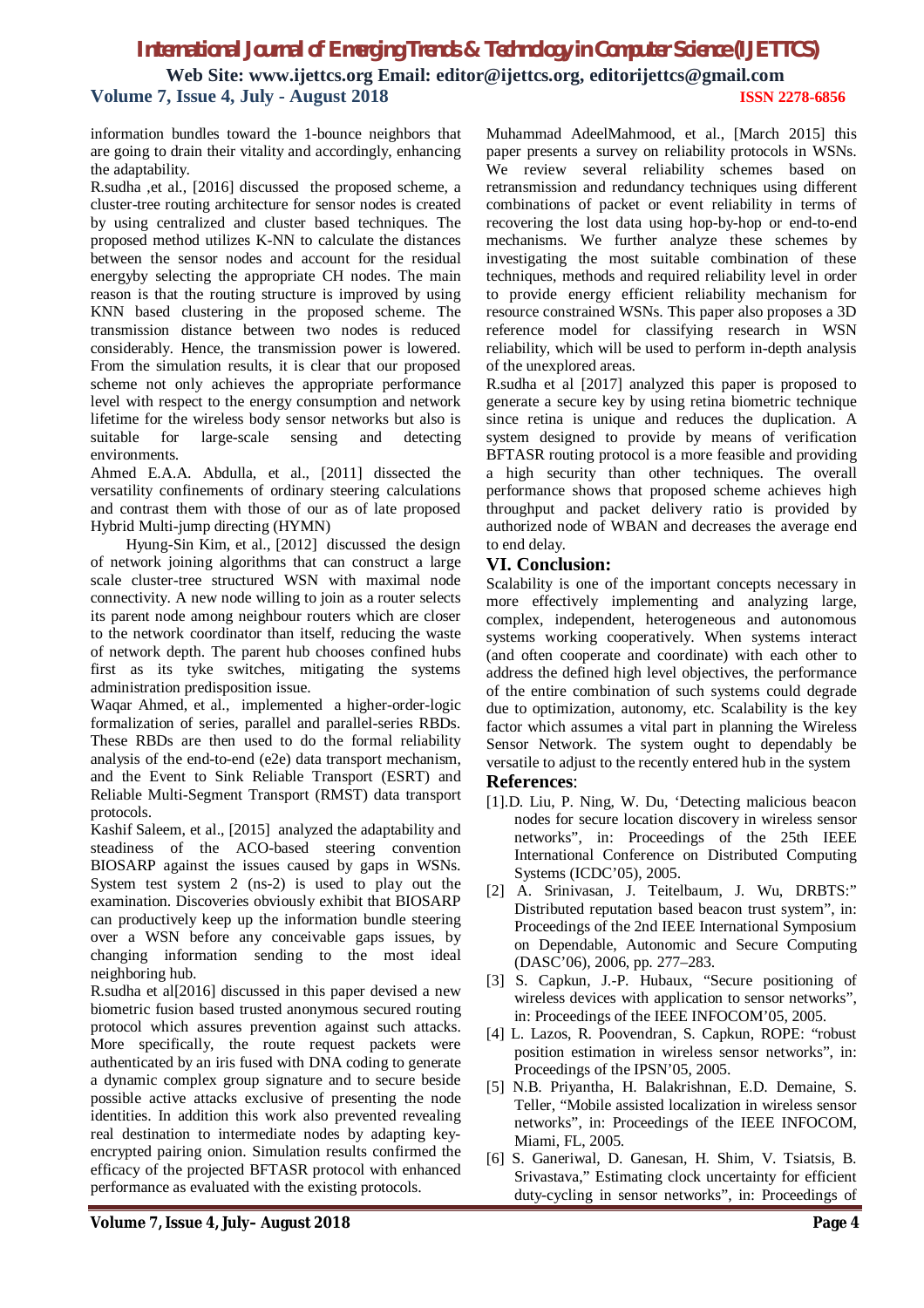information bundles toward the 1-bounce neighbors that are going to drain their vitality and accordingly, enhancing the adaptability.

R.sudha ,et al., [2016] discussed the proposed scheme, a cluster-tree routing architecture for sensor nodes is created by using centralized and cluster based techniques. The proposed method utilizes K-NN to calculate the distances between the sensor nodes and account for the residual energyby selecting the appropriate CH nodes. The main reason is that the routing structure is improved by using KNN based clustering in the proposed scheme. The transmission distance between two nodes is reduced considerably. Hence, the transmission power is lowered. From the simulation results, it is clear that our proposed scheme not only achieves the appropriate performance level with respect to the energy consumption and network lifetime for the wireless body sensor networks but also is suitable for large-scale sensing and detecting environments.

Ahmed E.A.A. Abdulla, et al., [2011] dissected the versatility confinements of ordinary steering calculations and contrast them with those of our as of late proposed Hybrid Multi-jump directing (HYMN)

Hyung-Sin Kim, et al., [2012] discussed the design of network joining algorithms that can construct a large scale cluster-tree structured WSN with maximal node connectivity. A new node willing to join as a router selects its parent node among neighbour routers which are closer to the network coordinator than itself, reducing the waste of network depth. The parent hub chooses confined hubs first as its tyke switches, mitigating the systems administration predisposition issue.

Waqar Ahmed, et al., implemented a higher-order-logic formalization of series, parallel and parallel-series RBDs. These RBDs are then used to do the formal reliability analysis of the end-to-end (e2e) data transport mechanism, and the Event to Sink Reliable Transport (ESRT) and Reliable Multi-Segment Transport (RMST) data transport protocols.

Kashif Saleem, et al., [2015] analyzed the adaptability and steadiness of the ACO-based steering convention BIOSARP against the issues caused by gaps in WSNs. System test system 2 (ns-2) is used to play out the examination. Discoveries obviously exhibit that BIOSARP can productively keep up the information bundle steering over a WSN before any conceivable gaps issues, by changing information sending to the most ideal neighboring hub.

R.sudha et al[2016] discussed in this paper devised a new biometric fusion based trusted anonymous secured routing protocol which assures prevention against such attacks. More specifically, the route request packets were authenticated by an iris fused with DNA coding to generate a dynamic complex group signature and to secure beside possible active attacks exclusive of presenting the node identities. In addition this work also prevented revealing real destination to intermediate nodes by adapting key-encrypted pairing onion. Simulation results confirmed the efficacy of the projected BFTASR protocol with enhanced performance as evaluated with the existing protocols.

Muhammad AdeelMahmood, et al., [March 2015] this paper presents a survey on reliability protocols in WSNs. We review several reliability schemes based on retransmission and redundancy techniques using different combinations of packet or event reliability in terms of recovering the lost data using hop-by-hop or end-to-end mechanisms. We further analyze these schemes by investigating the most suitable combination of these techniques, methods and required reliability level in order to provide energy efficient reliability mechanism for resource constrained WSNs. This paper also proposes a 3D reference model for classifying research in WSN reliability, which will be used to perform in-depth analysis of the unexplored areas.

R.sudha et al [2017] analyzed this paper is proposed to generate a secure key by using retina biometric technique since retina is unique and reduces the duplication. A system designed to provide by means of verification BFTASR routing protocol is a more feasible and providing a high security than other techniques. The overall performance shows that proposed scheme achieves high throughput and packet delivery ratio is provided by authorized node of WBAN and decreases the average end to end delay.

## VI. Conclusion:

Scalability is one of the important concepts necessary in more effectively implementing and analyzing large, complex, independent, heterogeneous and autonomous systems working cooperatively. When systems interact (and often cooperate and coordinate) with each other to address the defined high level objectives, the performance of the entire combination of such systems could degrade due to optimization, autonomy, etc. Scalability is the key factor which assumes a vital part in planning the Wireless Sensor Network. The system ought to dependably be versatile to adjust to the recently entered hub in the system

## References:

[1].D. Liu, P. Ning, W. Du, 'Detecting malicious beacon nodes for secure location discovery in wireless sensor networks", in: Proceedings of the 25th IEEE International Conference on Distributed Computing Systems (ICDC'05), 2005.

[2] A. Srinivasan, J. Teitelbaum, J. Wu, DRBTS:" Distributed reputation based beacon trust system", in: Proceedings of the 2nd IEEE International Symposium on Dependable, Autonomic and Secure Computing (DASC'06), 2006, pp. 277–283.

[3] S. Capkun, J.-P. Hubaux, "Secure positioning of wireless devices with application to sensor networks", in: Proceedings of the IEEE INFOCOM'05, 2005.

[4] L. Lazos, R. Poovendran, S. Capkun, ROPE: "robust position estimation in wireless sensor networks", in: Proceedings of the IPSN'05, 2005.

[5] N.B. Priyantha, H. Balakrishnan, E.D. Demaine, S. Teller, "Mobile assisted localization in wireless sensor networks", in: Proceedings of the IEEE INFOCOM, Miami, FL, 2005.

[6] S. Ganeriwal, D. Ganesan, H. Shim, V. Tsiatsis, B. Srivastava," Estimating clock uncertainty for efficient duty-cycling in sensor networks", in: Proceedings of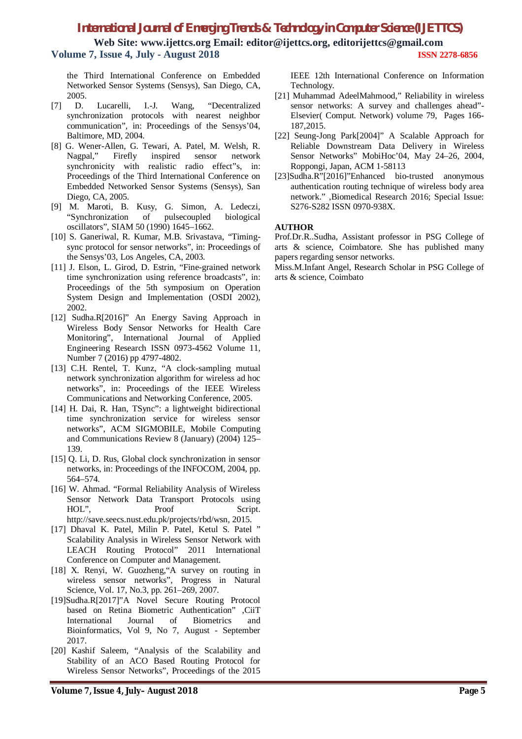the Third International Conference on Embedded Networked Sensor Systems (Sensys), San Diego, CA, 2005.

[7] D. Lucarelli, I.-J. Wang, "Decentralized synchronization protocols with nearest neighbor communication", in: Proceedings of the Sensys'04, Baltimore, MD, 2004.

[8] G. Wener-Allen, G. Tewari, A. Patel, M. Welsh, R. Nagpal," Firefly inspired sensor network synchronicity with realistic radio effect"s, in: Proceedings of the Third International Conference on Embedded Networked Sensor Systems (Sensys), San Diego, CA, 2005.

[9] M. Maroti, B. Kusy, G. Simon, A. Ledeczi, "Synchronization of pulsecoupled biological oscillators", SIAM 50 (1990) 1645–1662.

[10] S. Ganeriwal, R. Kumar, M.B. Srivastava, "Timing-sync protocol for sensor networks", in: Proceedings of the Sensys'03, Los Angeles, CA, 2003.

[11] J. Elson, L. Girod, D. Estrin, "Fine-grained network time synchronization using reference broadcasts", in: Proceedings of the 5th symposium on Operation System Design and Implementation (OSDI 2002), 2002.

[12] Sudha.R[2016]" An Energy Saving Approach in Wireless Body Sensor Networks for Health Care Monitoring", International Journal of Applied Engineering Research ISSN 0973-4562 Volume 11, Number 7 (2016) pp 4797-4802.

[13] C.H. Rentel, T. Kunz, "A clock-sampling mutual network synchronization algorithm for wireless ad hoc networks", in: Proceedings of the IEEE Wireless Communications and Networking Conference, 2005.

[14] H. Dai, R. Han, TSync": a lightweight bidirectional time synchronization service for wireless sensor networks", ACM SIGMOBILE, Mobile Computing and Communications Review 8 (January) (2004) 125–139.

[15] Q. Li, D. Rus, Global clock synchronization in sensor networks, in: Proceedings of the INFOCOM, 2004, pp. 564–574.

[16] W. Ahmad. "Formal Reliability Analysis of Wireless Sensor Network Data Transport Protocols using HOL", Proof Script. http://save.seecs.nust.edu.pk/projects/rbd/wsn, 2015.

[17] Dhaval K. Patel, Milin P. Patel, Ketul S. Patel " Scalability Analysis in Wireless Sensor Network with LEACH Routing Protocol" 2011 International Conference on Computer and Management.

[18] X. Renyi, W. Guozheng,"A survey on routing in wireless sensor networks", Progress in Natural Science, Vol. 17, No.3, pp. 261–269, 2007.

[19]Sudha.R[2017]"A Novel Secure Routing Protocol based on Retina Biometric Authentication" ,CiiT International Journal of Biometrics and Bioinformatics, Vol 9, No 7, August - September 2017.

[20] Kashif Saleem, "Analysis of the Scalability and Stability of an ACO Based Routing Protocol for Wireless Sensor Networks", Proceedings of the 2015 IEEE 12th International Conference on Information Technology.

[21] Muhammad AdeelMahmood," Reliability in wireless sensor networks: A survey and challenges ahead"- Elsevier( Comput. Network) volume 79, Pages 166-187,2015.

[22] Seung-Jong Park[2004]" A Scalable Approach for Reliable Downstream Data Delivery in Wireless Sensor Networks" MobiHoc'04, May 24–26, 2004, Roppongi, Japan, ACM 1-58113

[23]Sudha.R"[2016]"Enhanced bio-trusted anonymous authentication routing technique of wireless body area network." ,Biomedical Research 2016; Special Issue: S276-S282 ISSN 0970-938X.

## AUTHOR

Prof.Dr.R..Sudha, Assistant professor in PSG College of arts & science, Coimbatore. She has published many papers regarding sensor networks.

Miss.M.Infant Angel, Research Scholar in PSG College of arts & science, Coimbato